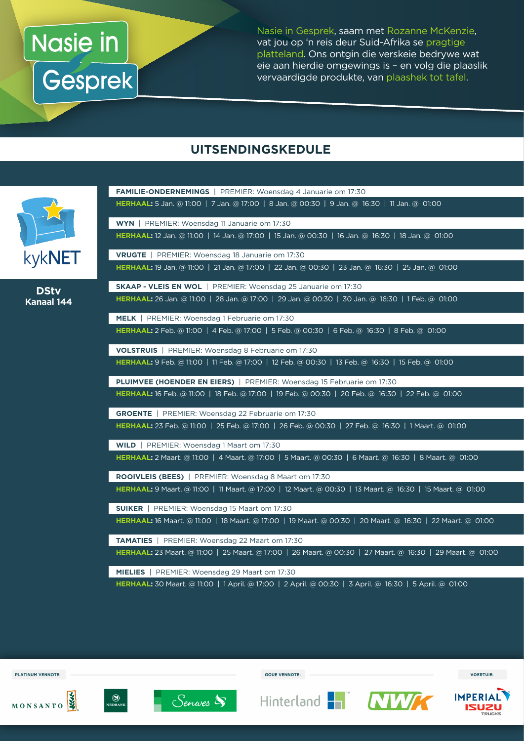# Nasie in Gesprek

Nasie in Gesprek, saam met Rozanne McKenzie, vat jou op 'n reis deur Suid-Afrika se pragtige platteland. Ons ontgin die verskeie bedrywe wat eie aan hierdie omgewings is – en volg die plaaslik vervaardigde produkte, van plaashek tot tafel.

## UITSENDINGSKEDULE

kykNET

**DStv Kanaal 144**

**FAMILIE-ONDERNEMINGS** | PREMIER: Woensdag 4 Januarie om 17:30
**HERHAAL:** 5 Jan. @ 11:00 | 7 Jan. @ 17:00 | 8 Jan. @ 00:30 | 9 Jan. @ 16:30 | 11 Jan. @ 01:00

**WYN** | PREMIER: Woensdag 11 Januarie om 17:30
**HERHAAL:** 12 Jan. @ 11:00 | 14 Jan. @ 17:00 | 15 Jan. @ 00:30 | 16 Jan. @ 16:30 | 18 Jan. @ 01:00

**VRUGTE** | PREMIER: Woensdag 18 Januarie om 17:30
**HERHAAL:** 19 Jan. @ 11:00 | 21 Jan. @ 17:00 | 22 Jan. @ 00:30 | 23 Jan. @ 16:30 | 25 Jan. @ 01:00

**SKAAP - VLEIS EN WOL** | PREMIER: Woensdag 25 Januarie om 17:30
**HERHAAL:** 26 Jan. @ 11:00 | 28 Jan. @ 17:00 | 29 Jan. @ 00:30 | 30 Jan. @ 16:30 | 1 Feb. @ 01:00

**MELK** | PREMIER: Woensdag 1 Februarie om 17:30
**HERHAAL:** 2 Feb. @ 11:00 | 4 Feb. @ 17:00 | 5 Feb. @ 00:30 | 6 Feb. @ 16:30 | 8 Feb. @ 01:00

**VOLSTRUIS** | PREMIER: Woensdag 8 Februarie om 17:30
**HERHAAL:** 9 Feb. @ 11:00 | 11 Feb. @ 17:00 | 12 Feb. @ 00:30 | 13 Feb. @ 16:30 | 15 Feb. @ 01:00

**PLUIMVEE (HOENDER EN EIERS)** | PREMIER: Woensdag 15 Februarie om 17:30
**HERHAAL:** 16 Feb. @ 11:00 | 18 Feb. @ 17:00 | 19 Feb. @ 00:30 | 20 Feb. @ 16:30 | 22 Feb. @ 01:00

**GROENTE** | PREMIER: Woensdag 22 Februarie om 17:30
**HERHAAL:** 23 Feb. @ 11:00 | 25 Feb. @ 17:00 | 26 Feb. @ 00:30 | 27 Feb. @ 16:30 | 1 Maart. @ 01:00

**WILD** | PREMIER: Woensdag 1 Maart om 17:30
**HERHAAL:** 2 Maart. @ 11:00 | 4 Maart. @ 17:00 | 5 Maart. @ 00:30 | 6 Maart. @ 16:30 | 8 Maart. @ 01:00

**ROOIVLEIS (BEES)** | PREMIER: Woensdag 8 Maart om 17:30
**HERHAAL:** 9 Maart. @ 11:00 | 11 Maart. @ 17:00 | 12 Maart. @ 00:30 | 13 Maart. @ 16:30 | 15 Maart. @ 01:00

**SUIKER** | PREMIER: Woensdag 15 Maart om 17:30
**HERHAAL:** 16 Maart. @ 11:00 | 18 Maart. @ 17:00 | 19 Maart. @ 00:30 | 20 Maart. @ 16:30 | 22 Maart. @ 01:00

**TAMATIES** | PREMIER: Woensdag 22 Maart om 17:30
**HERHAAL:** 23 Maart. @ 11:00 | 25 Maart. @ 17:00 | 26 Maart. @ 00:30 | 27 Maart. @ 16:30 | 29 Maart. @ 01:00

**MIELIES** | PREMIER: Woensdag 29 Maart om 17:30
**HERHAAL:** 30 Maart. @ 11:00 | 1 April. @ 17:00 | 2 April. @ 00:30 | 3 April. @ 16:30 | 5 April. @ 01:00

PLATINUM VENNOTE: MONSANTO | NEDBANK | Senwes

GOUE VENNOTE: Hinterland | NWK

VOERTUIE: IMPERIAL ISUZU TRUCKS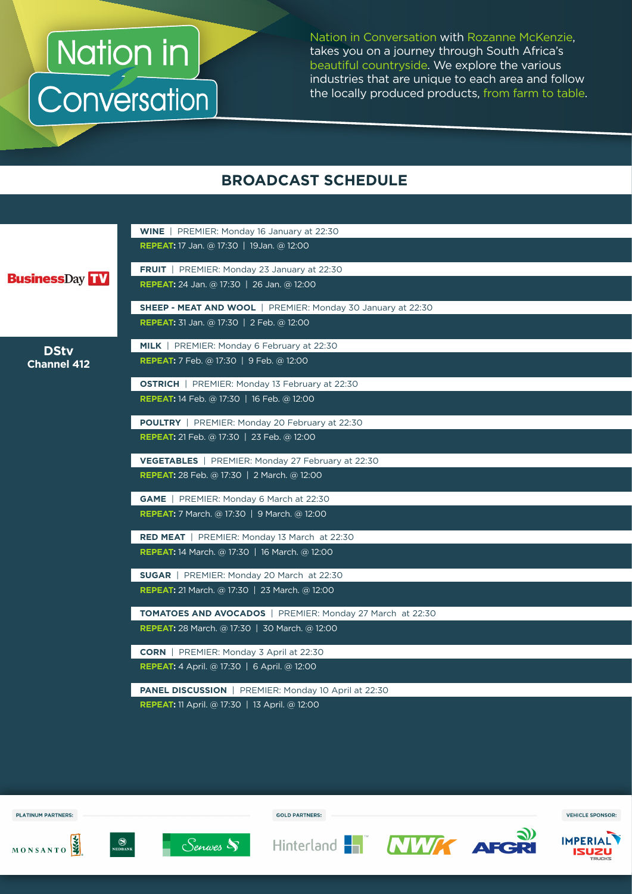# Nation in Conversation

Nation in Conversation with Rozanne McKenzie, takes you on a journey through South Africa's beautiful countryside. We explore the various industries that are unique to each area and follow the locally produced products, from farm to table.

## BROADCAST SCHEDULE

**BusinessDay TV**

**DStv Channel 412**

**WINE** | PREMIER: Monday 16 January at 22:30
**REPEAT:** 17 Jan. @ 17:30 | 19Jan. @ 12:00

**FRUIT** | PREMIER: Monday 23 January at 22:30
**REPEAT:** 24 Jan. @ 17:30 | 26 Jan. @ 12:00

**SHEEP - MEAT AND WOOL** | PREMIER: Monday 30 January at 22:30
**REPEAT:** 31 Jan. @ 17:30 | 2 Feb. @ 12:00

**MILK** | PREMIER: Monday 6 February at 22:30
**REPEAT:** 7 Feb. @ 17:30 | 9 Feb. @ 12:00

**OSTRICH** | PREMIER: Monday 13 February at 22:30
**REPEAT:** 14 Feb. @ 17:30 | 16 Feb. @ 12:00

**POULTRY** | PREMIER: Monday 20 February at 22:30
**REPEAT:** 21 Feb. @ 17:30 | 23 Feb. @ 12:00

**VEGETABLES** | PREMIER: Monday 27 February at 22:30
**REPEAT:** 28 Feb. @ 17:30 | 2 March. @ 12:00

**GAME** | PREMIER: Monday 6 March at 22:30
**REPEAT:** 7 March. @ 17:30 | 9 March. @ 12:00

**RED MEAT** | PREMIER: Monday 13 March at 22:30
**REPEAT:** 14 March. @ 17:30 | 16 March. @ 12:00

**SUGAR** | PREMIER: Monday 20 March at 22:30
**REPEAT:** 21 March. @ 17:30 | 23 March. @ 12:00

**TOMATOES AND AVOCADOS** | PREMIER: Monday 27 March at 22:30
**REPEAT:** 28 March. @ 17:30 | 30 March. @ 12:00

**CORN** | PREMIER: Monday 3 April at 22:30
**REPEAT:** 4 April. @ 17:30 | 6 April. @ 12:00

**PANEL DISCUSSION** | PREMIER: Monday 10 April at 22:30
**REPEAT:** 11 April. @ 17:30 | 13 April. @ 12:00

**PLATINUM PARTNERS:** MONSANTO, NEDBANK, Senwes

**GOLD PARTNERS:** Hinterland, NWK, AFGRI

**VEHICLE SPONSOR:** IMPERIAL ISUZU TRUCKS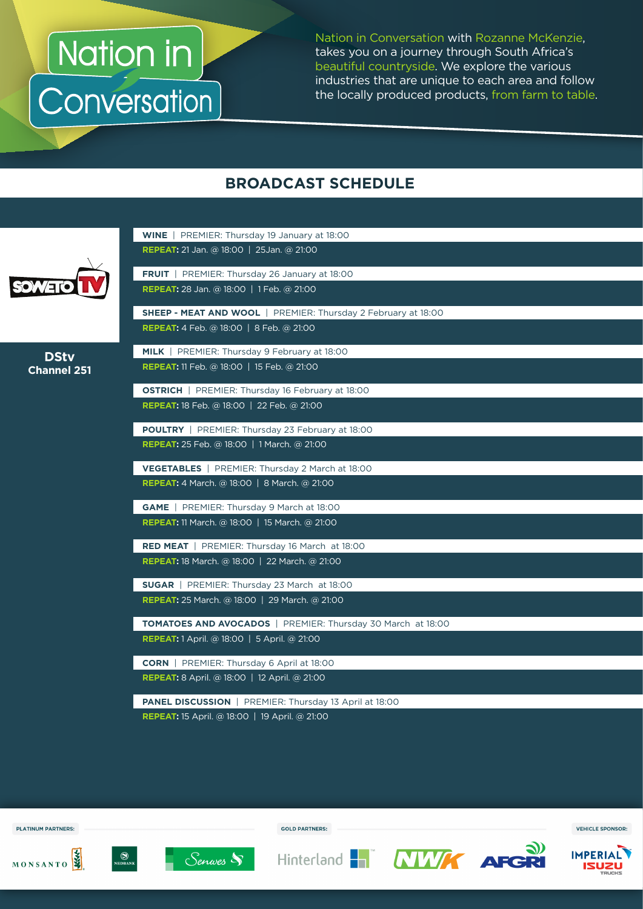# Nation in Conversation

Nation in Conversation with Rozanne McKenzie, takes you on a journey through South Africa's beautiful countryside. We explore the various industries that are unique to each area and follow the locally produced products, from farm to table.

## BROADCAST SCHEDULE

SOWETO TV

**DStv Channel 251**

**WINE** | PREMIER: Thursday 19 January at 18:00
**REPEAT:** 21 Jan. @ 18:00 | 25Jan. @ 21:00

**FRUIT** | PREMIER: Thursday 26 January at 18:00
**REPEAT:** 28 Jan. @ 18:00 | 1 Feb. @ 21:00

**SHEEP - MEAT AND WOOL** | PREMIER: Thursday 2 February at 18:00
**REPEAT:** 4 Feb. @ 18:00 | 8 Feb. @ 21:00

**MILK** | PREMIER: Thursday 9 February at 18:00
**REPEAT:** 11 Feb. @ 18:00 | 15 Feb. @ 21:00

**OSTRICH** | PREMIER: Thursday 16 February at 18:00
**REPEAT:** 18 Feb. @ 18:00 | 22 Feb. @ 21:00

**POULTRY** | PREMIER: Thursday 23 February at 18:00
**REPEAT:** 25 Feb. @ 18:00 | 1 March. @ 21:00

**VEGETABLES** | PREMIER: Thursday 2 March at 18:00
**REPEAT:** 4 March. @ 18:00 | 8 March. @ 21:00

**GAME** | PREMIER: Thursday 9 March at 18:00
**REPEAT:** 11 March. @ 18:00 | 15 March. @ 21:00

**RED MEAT** | PREMIER: Thursday 16 March at 18:00
**REPEAT:** 18 March. @ 18:00 | 22 March. @ 21:00

**SUGAR** | PREMIER: Thursday 23 March at 18:00
**REPEAT:** 25 March. @ 18:00 | 29 March. @ 21:00

**TOMATOES AND AVOCADOS** | PREMIER: Thursday 30 March at 18:00
**REPEAT:** 1 April. @ 18:00 | 5 April. @ 21:00

**CORN** | PREMIER: Thursday 6 April at 18:00
**REPEAT:** 8 April. @ 18:00 | 12 April. @ 21:00

**PANEL DISCUSSION** | PREMIER: Thursday 13 April at 18:00
**REPEAT:** 15 April. @ 18:00 | 19 April. @ 21:00

**PLATINUM PARTNERS:** MONSANTO, NEDBANK, Senwes

**GOLD PARTNERS:** Hinterland, NWK, AFGRI

**VEHICLE SPONSOR:** IMPERIAL ISUZU TRUCKS